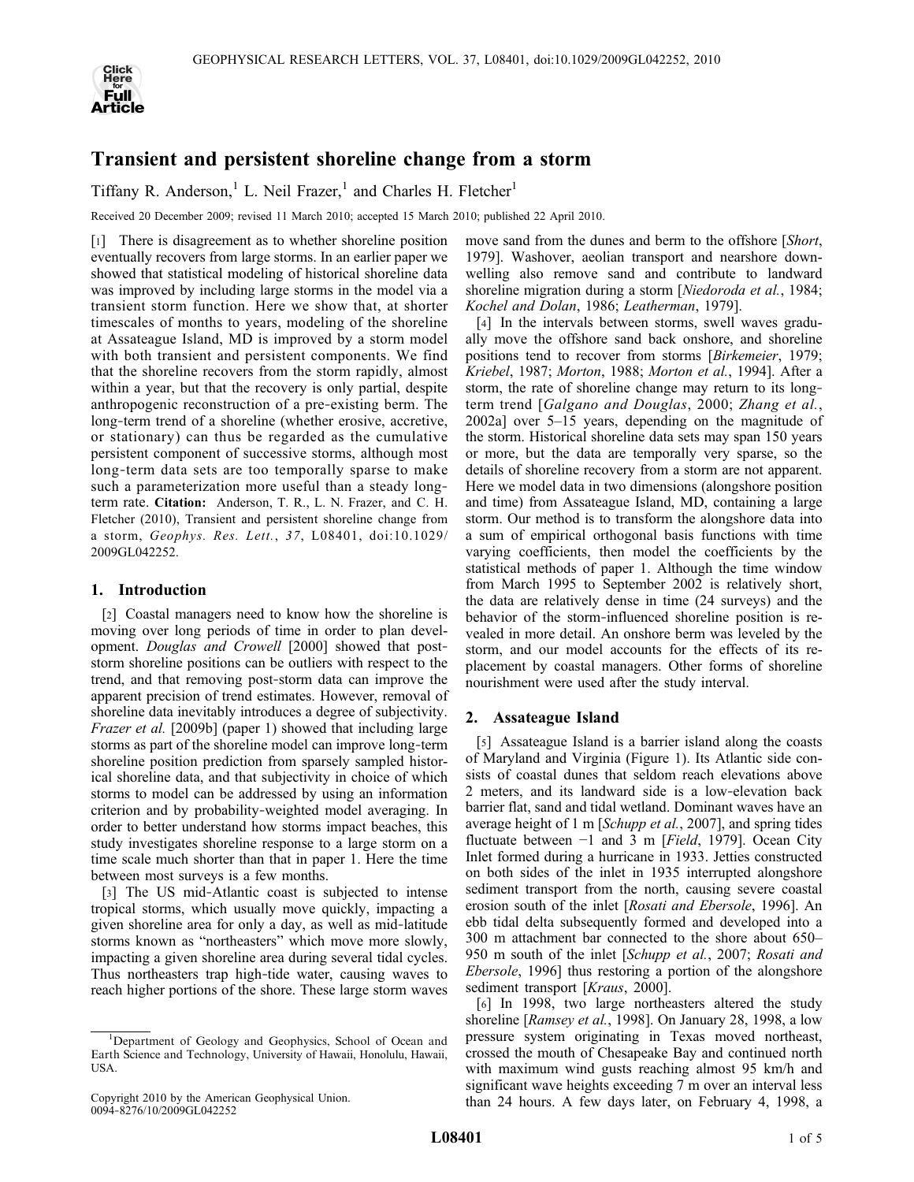# Transient and persistent shoreline change from a storm

Tiffany R. Anderson,[1] L. Neil Frazer,[1] and Charles H. Fletcher[1]

Received 20 December 2009; revised 11 March 2010; accepted 15 March 2010; published 22 April 2010.

[1] There is disagreement as to whether shoreline position eventually recovers from large storms. In an earlier paper we showed that statistical modeling of historical shoreline data was improved by including large storms in the model via a transient storm function. Here we show that, at shorter timescales of months to years, modeling of the shoreline at Assateague Island, MD is improved by a storm model with both transient and persistent components. We find that the shoreline recovers from the storm rapidly, almost within a year, but that the recovery is only partial, despite anthropogenic reconstruction of a pre-existing berm. The long-term trend of a shoreline (whether erosive, accretive, or stationary) can thus be regarded as the cumulative persistent component of successive storms, although most long-term data sets are too temporally sparse to make such a parameterization more useful than a steady long-term rate. **Citation:** Anderson, T. R., L. N. Frazer, and C. H. Fletcher (2010), Transient and persistent shoreline change from a storm, *Geophys. Res. Lett.*, *37*, L08401, doi:10.1029/2009GL042252.

## 1. Introduction

[2] Coastal managers need to know how the shoreline is moving over long periods of time in order to plan development. *Douglas and Crowell* [2000] showed that post-storm shoreline positions can be outliers with respect to the trend, and that removing post-storm data can improve the apparent precision of trend estimates. However, removal of shoreline data inevitably introduces a degree of subjectivity. *Frazer et al.* [2009b] (paper 1) showed that including large storms as part of the shoreline model can improve long-term shoreline position prediction from sparsely sampled historical shoreline data, and that subjectivity in choice of which storms to model can be addressed by using an information criterion and by probability-weighted model averaging. In order to better understand how storms impact beaches, this study investigates shoreline response to a large storm on a time scale much shorter than that in paper 1. Here the time between most surveys is a few months.

[3] The US mid-Atlantic coast is subjected to intense tropical storms, which usually move quickly, impacting a given shoreline area for only a day, as well as mid-latitude storms known as "northeasters" which move more slowly, impacting a given shoreline area during several tidal cycles. Thus northeasters trap high-tide water, causing waves to reach higher portions of the shore. These large storm waves move sand from the dunes and berm to the offshore [*Short*, 1979]. Washover, aeolian transport and nearshore downwelling also remove sand and contribute to landward shoreline migration during a storm [*Niedoroda et al.*, 1984; *Kochel and Dolan*, 1986; *Leatherman*, 1979].

[4] In the intervals between storms, swell waves gradually move the offshore sand back onshore, and shoreline positions tend to recover from storms [*Birkemeier*, 1979; *Kriebel*, 1987; *Morton*, 1988; *Morton et al.*, 1994]. After a storm, the rate of shoreline change may return to its long-term trend [*Galgano and Douglas*, 2000; *Zhang et al.*, 2002a] over 5–15 years, depending on the magnitude of the storm. Historical shoreline data sets may span 150 years or more, but the data are temporally very sparse, so the details of shoreline recovery from a storm are not apparent. Here we model data in two dimensions (alongshore position and time) from Assateague Island, MD, containing a large storm. Our method is to transform the alongshore data into a sum of empirical orthogonal basis functions with time varying coefficients, then model the coefficients by the statistical methods of paper 1. Although the time window from March 1995 to September 2002 is relatively short, the data are relatively dense in time (24 surveys) and the behavior of the storm-influenced shoreline position is revealed in more detail. An onshore berm was leveled by the storm, and our model accounts for the effects of its replacement by coastal managers. Other forms of shoreline nourishment were used after the study interval.

## 2. Assateague Island

[5] Assateague Island is a barrier island along the coasts of Maryland and Virginia (Figure 1). Its Atlantic side consists of coastal dunes that seldom reach elevations above 2 meters, and its landward side is a low-elevation back barrier flat, sand and tidal wetland. Dominant waves have an average height of 1 m [*Schupp et al.*, 2007], and spring tides fluctuate between −1 and 3 m [*Field*, 1979]. Ocean City Inlet formed during a hurricane in 1933. Jetties constructed on both sides of the inlet in 1935 interrupted alongshore sediment transport from the north, causing severe coastal erosion south of the inlet [*Rosati and Ebersole*, 1996]. An ebb tidal delta subsequently formed and developed into a 300 m attachment bar connected to the shore about 650–950 m south of the inlet [*Schupp et al.*, 2007; *Rosati and Ebersole*, 1996] thus restoring a portion of the alongshore sediment transport [*Kraus*, 2000].

[6] In 1998, two large northeasters altered the study shoreline [*Ramsey et al.*, 1998]. On January 28, 1998, a low pressure system originating in Texas moved northeast, crossed the mouth of Chesapeake Bay and continued north with maximum wind gusts reaching almost 95 km/h and significant wave heights exceeding 7 m over an interval less than 24 hours. A few days later, on February 4, 1998, a

---

[1]Department of Geology and Geophysics, School of Ocean and Earth Science and Technology, University of Hawaii, Honolulu, Hawaii, USA.

Copyright 2010 by the American Geophysical Union.
0094-8276/10/2009GL042252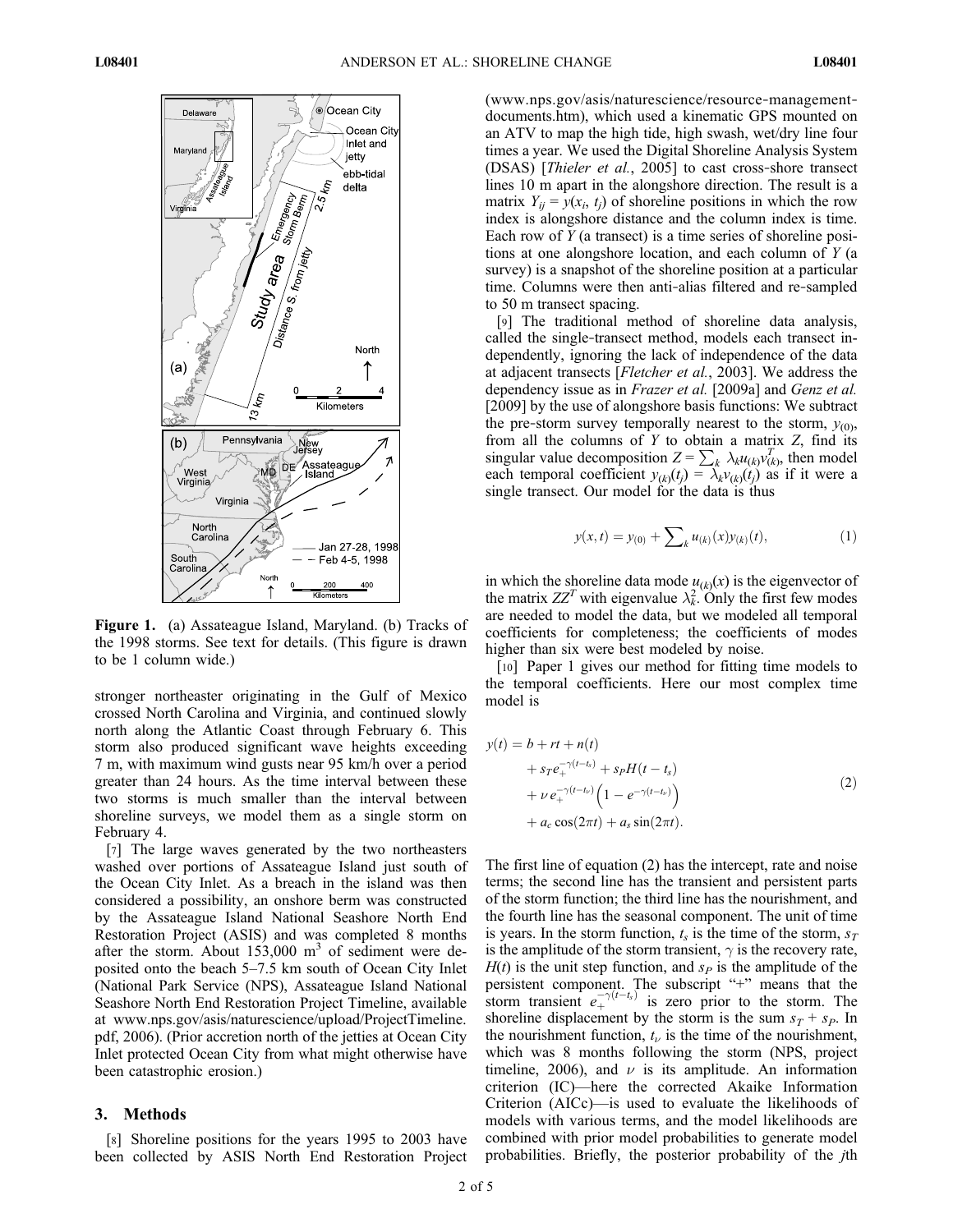Figure 1. (a) Assateague Island, Maryland. (b) Tracks of the 1998 storms. See text for details. (This figure is drawn to be 1 column wide.)

stronger northeaster originating in the Gulf of Mexico crossed North Carolina and Virginia, and continued slowly north along the Atlantic Coast through February 6. This storm also produced significant wave heights exceeding 7 m, with maximum wind gusts near 95 km/h over a period greater than 24 hours. As the time interval between these two storms is much smaller than the interval between shoreline surveys, we model them as a single storm on February 4.

[7] The large waves generated by the two northeasters washed over portions of Assateague Island just south of the Ocean City Inlet. As a breach in the island was then considered a possibility, an onshore berm was constructed by the Assateague Island National Seashore North End Restoration Project (ASIS) and was completed 8 months after the storm. About 153,000 m$^3$ of sediment were deposited onto the beach 5–7.5 km south of Ocean City Inlet (National Park Service (NPS), Assateague Island National Seashore North End Restoration Project Timeline, available at www.nps.gov/asis/naturescience/upload/ProjectTimeline.pdf, 2006). (Prior accretion north of the jetties at Ocean City Inlet protected Ocean City from what might otherwise have been catastrophic erosion.)

## 3. Methods

[8] Shoreline positions for the years 1995 to 2003 have been collected by ASIS North End Restoration Project (www.nps.gov/asis/naturescience/resource-management-documents.htm), which used a kinematic GPS mounted on an ATV to map the high tide, high swash, wet/dry line four times a year. We used the Digital Shoreline Analysis System (DSAS) [*Thieler et al.*, 2005] to cast cross-shore transect lines 10 m apart in the alongshore direction. The result is a matrix $Y_{ij} = y(x_i, t_j)$ of shoreline positions in which the row index is alongshore distance and the column index is time. Each row of $Y$ (a transect) is a time series of shoreline positions at one alongshore location, and each column of $Y$ (a survey) is a snapshot of the shoreline position at a particular time. Columns were then anti-alias filtered and re-sampled to 50 m transect spacing.

[9] The traditional method of shoreline data analysis, called the single-transect method, models each transect independently, ignoring the lack of independence of the data at adjacent transects [*Fletcher et al.*, 2003]. We address the dependency issue as in *Frazer et al.* [2009a] and *Genz et al.* [2009] by the use of alongshore basis functions: We subtract the pre-storm survey temporally nearest to the storm, $y_{(0)}$, from all the columns of $Y$ to obtain a matrix $Z$, find its singular value decomposition $Z = \sum_k \lambda_k u_{(k)} v_{(k)}^T$, then model each temporal coefficient $y_{(k)}(t_j) = \lambda_k v_{(k)}(t_j)$ as if it were a single transect. Our model for the data is thus

$$y(x, t) = y_{(0)} + \sum_k u_{(k)}(x) y_{(k)}(t), \tag{1}$$

in which the shoreline data mode $u_{(k)}(x)$ is the eigenvector of the matrix $ZZ^T$ with eigenvalue $\lambda_k^2$. Only the first few modes are needed to model the data, but we modeled all temporal coefficients for completeness; the coefficients of modes higher than six were best modeled by noise.

[10] Paper 1 gives our method for fitting time models to the temporal coefficients. Here our most complex time model is

$$\begin{aligned} y(t) = {} & b + rt + n(t) \\ & + s_T e_+^{-\gamma(t-t_s)} + s_P H(t - t_s) \\ & + \nu\, e_+^{-\gamma(t-t_\nu)} \left(1 - e^{-\gamma(t-t_\nu)}\right) \\ & + a_c \cos(2\pi t) + a_s \sin(2\pi t). \end{aligned} \tag{2}$$

The first line of equation (2) has the intercept, rate and noise terms; the second line has the transient and persistent parts of the storm function; the third line has the nourishment, and the fourth line has the seasonal component. The unit of time is years. In the storm function, $t_s$ is the time of the storm, $s_T$ is the amplitude of the storm transient, $\gamma$ is the recovery rate, $H(t)$ is the unit step function, and $s_P$ is the amplitude of the persistent component. The subscript "+" means that the storm transient $e_+^{-\gamma(t-t_s)}$ is zero prior to the storm. The shoreline displacement by the storm is the sum $s_T + s_P$. In the nourishment function, $t_\nu$ is the time of the nourishment, which was 8 months following the storm (NPS, project timeline, 2006), and $\nu$ is its amplitude. An information criterion (IC)—here the corrected Akaike Information Criterion (AICc)—is used to evaluate the likelihoods of models with various terms, and the model likelihoods are combined with prior model probabilities to generate model probabilities. Briefly, the posterior probability of the $j$th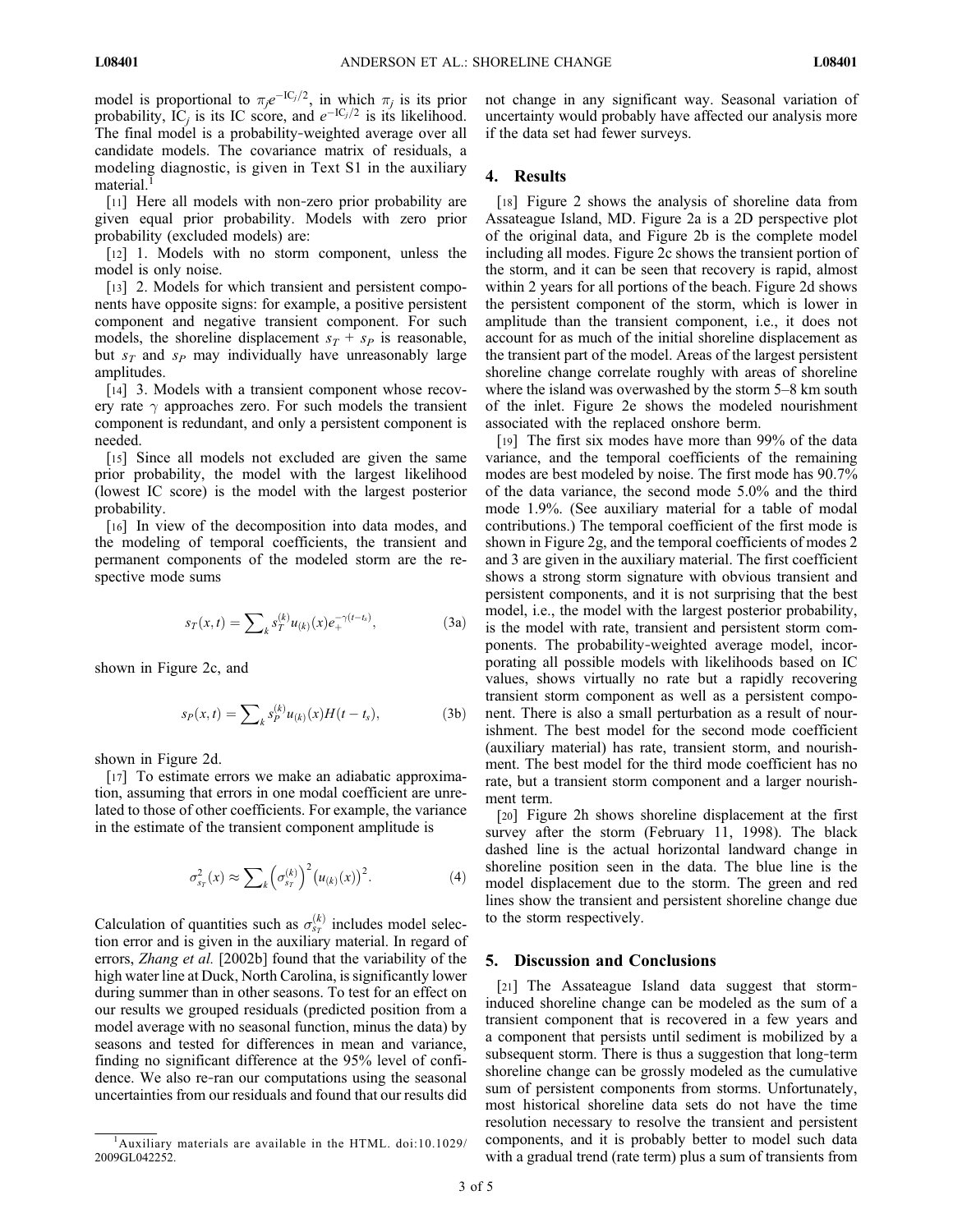model is proportional to $\pi_j e^{-\mathrm{IC}_j/2}$, in which $\pi_j$ is its prior probability, $\mathrm{IC}_j$ is its IC score, and $e^{-\mathrm{IC}_j/2}$ is its likelihood. The final model is a probability-weighted average over all candidate models. The covariance matrix of residuals, a modeling diagnostic, is given in Text S1 in the auxiliary material.[1]

[11] Here all models with non-zero prior probability are given equal prior probability. Models with zero prior probability (excluded models) are:

[12] 1. Models with no storm component, unless the model is only noise.

[13] 2. Models for which transient and persistent components have opposite signs: for example, a positive persistent component and negative transient component. For such models, the shoreline displacement $s_T + s_P$ is reasonable, but $s_T$ and $s_P$ may individually have unreasonably large amplitudes.

[14] 3. Models with a transient component whose recovery rate $\gamma$ approaches zero. For such models the transient component is redundant, and only a persistent component is needed.

[15] Since all models not excluded are given the same prior probability, the model with the largest likelihood (lowest IC score) is the model with the largest posterior probability.

[16] In view of the decomposition into data modes, and the modeling of temporal coefficients, the transient and permanent components of the modeled storm are the respective mode sums

$$s_T(x,t) = \sum\nolimits_k s_T^{(k)} u_{(k)}(x) e_+^{-\gamma(t-t_s)}, \tag{3a}$$

shown in Figure 2c, and

$$s_P(x,t) = \sum\nolimits_k s_P^{(k)} u_{(k)}(x) H(t-t_s), \tag{3b}$$

shown in Figure 2d.

[17] To estimate errors we make an adiabatic approximation, assuming that errors in one modal coefficient are unrelated to those of other coefficients. For example, the variance in the estimate of the transient component amplitude is

$$\sigma_{s_T}^2(x) \approx \sum\nolimits_k \left(\sigma_{s_T}^{(k)}\right)^2 \left(u_{(k)}(x)\right)^2. \tag{4}$$

Calculation of quantities such as $\sigma_{s_T}^{(k)}$ includes model selection error and is given in the auxiliary material. In regard of errors, *Zhang et al.* [2002b] found that the variability of the high water line at Duck, North Carolina, is significantly lower during summer than in other seasons. To test for an effect on our results we grouped residuals (predicted position from a model average with no seasonal function, minus the data) by seasons and tested for differences in mean and variance, finding no significant difference at the 95% level of confidence. We also re-ran our computations using the seasonal uncertainties from our residuals and found that our results did not change in any significant way. Seasonal variation of uncertainty would probably have affected our analysis more if the data set had fewer surveys.

## 4. Results

[18] Figure 2 shows the analysis of shoreline data from Assateague Island, MD. Figure 2a is a 2D perspective plot of the original data, and Figure 2b is the complete model including all modes. Figure 2c shows the transient portion of the storm, and it can be seen that recovery is rapid, almost within 2 years for all portions of the beach. Figure 2d shows the persistent component of the storm, which is lower in amplitude than the transient component, i.e., it does not account for as much of the initial shoreline displacement as the transient part of the model. Areas of the largest persistent shoreline change correlate roughly with areas of shoreline where the island was overwashed by the storm 5–8 km south of the inlet. Figure 2e shows the modeled nourishment associated with the replaced onshore berm.

[19] The first six modes have more than 99% of the data variance, and the temporal coefficients of the remaining modes are best modeled by noise. The first mode has 90.7% of the data variance, the second mode 5.0% and the third mode 1.9%. (See auxiliary material for a table of modal contributions.) The temporal coefficient of the first mode is shown in Figure 2g, and the temporal coefficients of modes 2 and 3 are given in the auxiliary material. The first coefficient shows a strong storm signature with obvious transient and persistent components, and it is not surprising that the best model, i.e., the model with the largest posterior probability, is the model with rate, transient and persistent storm components. The probability-weighted average model, incorporating all possible models with likelihoods based on IC values, shows virtually no rate but a rapidly recovering transient storm component as well as a persistent component. There is also a small perturbation as a result of nourishment. The best model for the second mode coefficient (auxiliary material) has rate, transient storm, and nourishment. The best model for the third mode coefficient has no rate, but a transient storm component and a larger nourishment term.

[20] Figure 2h shows shoreline displacement at the first survey after the storm (February 11, 1998). The black dashed line is the actual horizontal landward change in shoreline position seen in the data. The blue line is the model displacement due to the storm. The green and red lines show the transient and persistent shoreline change due to the storm respectively.

## 5. Discussion and Conclusions

[21] The Assateague Island data suggest that storm-induced shoreline change can be modeled as the sum of a transient component that is recovered in a few years and a component that persists until sediment is mobilized by a subsequent storm. There is thus a suggestion that long-term shoreline change can be grossly modeled as the cumulative sum of persistent components from storms. Unfortunately, most historical shoreline data sets do not have the time resolution necessary to resolve the transient and persistent components, and it is probably better to model such data with a gradual trend (rate term) plus a sum of transients from

---

[1] Auxiliary materials are available in the HTML. doi:10.1029/2009GL042252.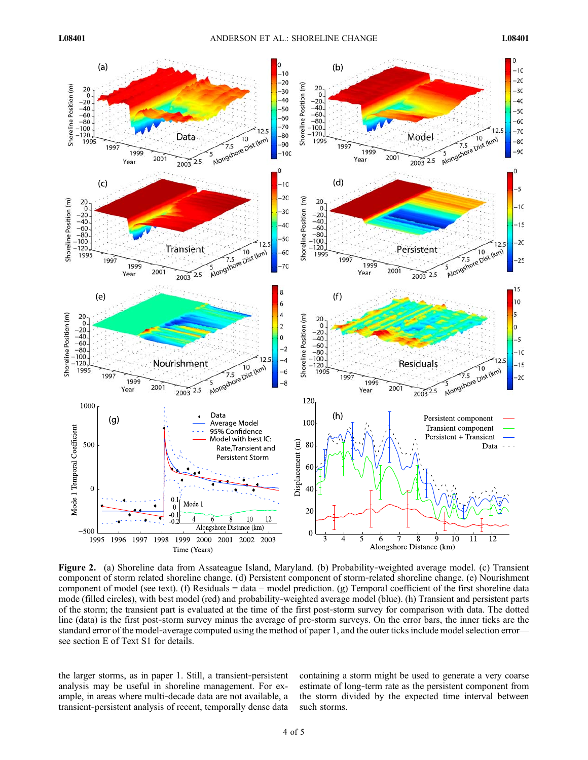**Figure 2.** (a) Shoreline data from Assateague Island, Maryland. (b) Probability-weighted average model. (c) Transient component of storm related shoreline change. (d) Persistent component of storm-related shoreline change. (e) Nourishment component of model (see text). (f) Residuals = data − model prediction. (g) Temporal coefficient of the first shoreline data mode (filled circles), with best model (red) and probability-weighted average model (blue). (h) Transient and persistent parts of the storm; the transient part is evaluated at the time of the first post-storm survey for comparison with data. The dotted line (data) is the first post-storm survey minus the average of pre-storm surveys. On the error bars, the inner ticks are the standard error of the model-average computed using the method of paper 1, and the outer ticks include model selection error—see section E of Text S1 for details.

the larger storms, as in paper 1. Still, a transient-persistent analysis may be useful in shoreline management. For example, in areas where multi-decade data are not available, a transient-persistent analysis of recent, temporally dense data containing a storm might be used to generate a very coarse estimate of long-term rate as the persistent component from the storm divided by the expected time interval between such storms.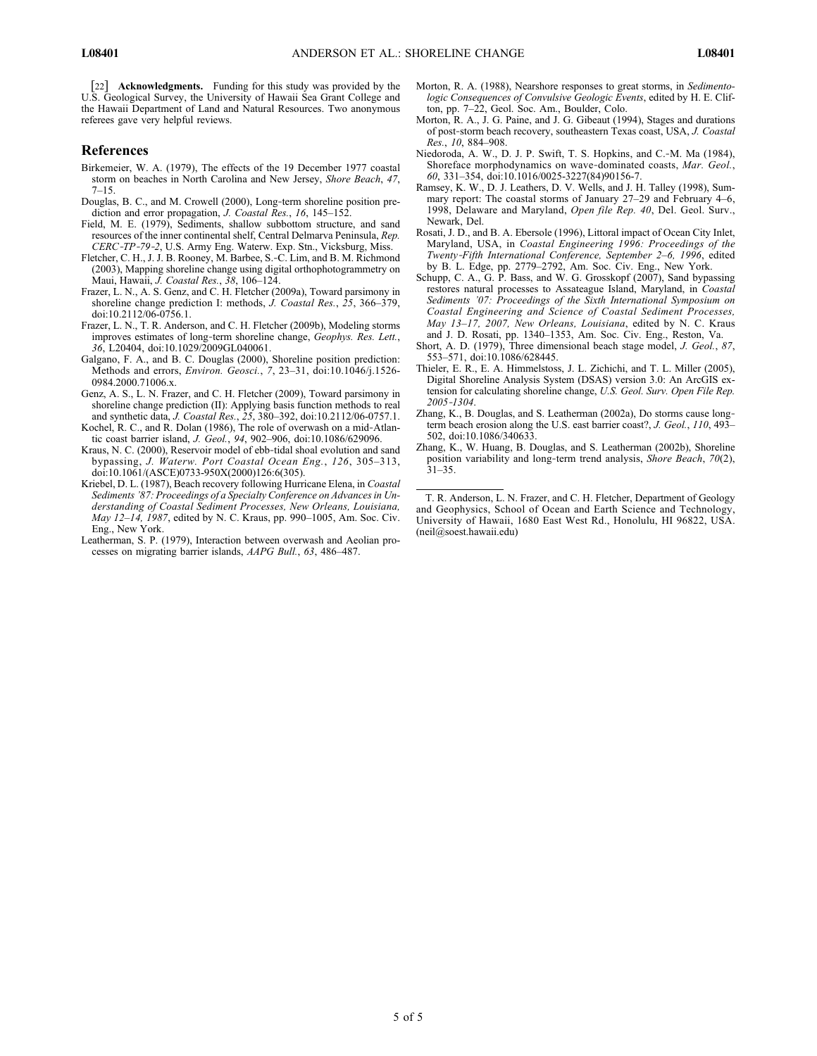[22] **Acknowledgments.** Funding for this study was provided by the U.S. Geological Survey, the University of Hawaii Sea Grant College and the Hawaii Department of Land and Natural Resources. Two anonymous referees gave very helpful reviews.

## References

Birkemeier, W. A. (1979), The effects of the 19 December 1977 coastal storm on beaches in North Carolina and New Jersey, *Shore Beach*, *47*, 7–15.

Douglas, B. C., and M. Crowell (2000), Long-term shoreline position prediction and error propagation, *J. Coastal Res.*, *16*, 145–152.

Field, M. E. (1979), Sediments, shallow subbottom structure, and sand resources of the inner continental shelf, Central Delmarva Peninsula, *Rep. CERC-TP-79-2*, U.S. Army Eng. Waterw. Exp. Stn., Vicksburg, Miss.

Fletcher, C. H., J. J. B. Rooney, M. Barbee, S.-C. Lim, and B. M. Richmond (2003), Mapping shoreline change using digital orthophotogrammetry on Maui, Hawaii, *J. Coastal Res.*, *38*, 106–124.

Frazer, L. N., A. S. Genz, and C. H. Fletcher (2009a), Toward parsimony in shoreline change prediction I: methods, *J. Coastal Res.*, *25*, 366–379, doi:10.2112/06-0756.1.

Frazer, L. N., T. R. Anderson, and C. H. Fletcher (2009b), Modeling storms improves estimates of long-term shoreline change, *Geophys. Res. Lett.*, *36*, L20404, doi:10.1029/2009GL040061.

Galgano, F. A., and B. C. Douglas (2000), Shoreline position prediction: Methods and errors, *Environ. Geosci.*, *7*, 23–31, doi:10.1046/j.1526-0984.2000.71006.x.

Genz, A. S., L. N. Frazer, and C. H. Fletcher (2009), Toward parsimony in shoreline change prediction (II): Applying basis function methods to real and synthetic data, *J. Coastal Res.*, *25*, 380–392, doi:10.2112/06-0757.1.

Kochel, R. C., and R. Dolan (1986), The role of overwash on a mid-Atlantic coast barrier island, *J. Geol.*, *94*, 902–906, doi:10.1086/629096.

Kraus, N. C. (2000), Reservoir model of ebb-tidal shoal evolution and sand bypassing, *J. Waterw. Port Coastal Ocean Eng.*, *126*, 305–313, doi:10.1061/(ASCE)0733-950X(2000)126:6(305).

Kriebel, D. L. (1987), Beach recovery following Hurricane Elena, in *Coastal Sediments '87: Proceedings of a Specialty Conference on Advances in Understanding of Coastal Sediment Processes, New Orleans, Louisiana, May 12–14, 1987*, edited by N. C. Kraus, pp. 990–1005, Am. Soc. Civ. Eng., New York.

Leatherman, S. P. (1979), Interaction between overwash and Aeolian processes on migrating barrier islands, *AAPG Bull.*, *63*, 486–487.

Morton, R. A. (1988), Nearshore responses to great storms, in *Sedimentologic Consequences of Convulsive Geologic Events*, edited by H. E. Clifton, pp. 7–22, Geol. Soc. Am., Boulder, Colo.

Morton, R. A., J. G. Paine, and J. G. Gibeaut (1994), Stages and durations of post-storm beach recovery, southeastern Texas coast, USA, *J. Coastal Res.*, *10*, 884–908.

Niedoroda, A. W., D. J. P. Swift, T. S. Hopkins, and C.-M. Ma (1984), Shoreface morphodynamics on wave-dominated coasts, *Mar. Geol.*, *60*, 331–354, doi:10.1016/0025-3227(84)90156-7.

Ramsey, K. W., D. J. Leathers, D. V. Wells, and J. H. Talley (1998), Summary report: The coastal storms of January 27–29 and February 4–6, 1998, Delaware and Maryland, *Open file Rep. 40*, Del. Geol. Surv., Newark, Del.

Rosati, J. D., and B. A. Ebersole (1996), Littoral impact of Ocean City Inlet, Maryland, USA, in *Coastal Engineering 1996: Proceedings of the Twenty-Fifth International Conference, September 2–6, 1996*, edited by B. L. Edge, pp. 2779–2792, Am. Soc. Civ. Eng., New York.

Schupp, C. A., G. P. Bass, and W. G. Grosskopf (2007), Sand bypassing restores natural processes to Assateague Island, Maryland, in *Coastal Sediments '07: Proceedings of the Sixth International Symposium on Coastal Engineering and Science of Coastal Sediment Processes, May 13–17, 2007, New Orleans, Louisiana*, edited by N. C. Kraus and J. D. Rosati, pp. 1340–1353, Am. Soc. Civ. Eng., Reston, Va.

Short, A. D. (1979), Three dimensional beach stage model, *J. Geol.*, *87*, 553–571, doi:10.1086/628445.

Thieler, E. R., E. A. Himmelstoss, J. L. Zichichi, and T. L. Miller (2005), Digital Shoreline Analysis System (DSAS) version 3.0: An ArcGIS extension for calculating shoreline change, *U.S. Geol. Surv. Open File Rep. 2005-1304*.

Zhang, K., B. Douglas, and S. Leatherman (2002a), Do storms cause long-term beach erosion along the U.S. east barrier coast?, *J. Geol.*, *110*, 493–502, doi:10.1086/340633.

Zhang, K., W. Huang, B. Douglas, and S. Leatherman (2002b), Shoreline position variability and long-term trend analysis, *Shore Beach*, *70*(2), 31–35.

---

T. R. Anderson, L. N. Frazer, and C. H. Fletcher, Department of Geology and Geophysics, School of Ocean and Earth Science and Technology, University of Hawaii, 1680 East West Rd., Honolulu, HI 96822, USA. (neil@soest.hawaii.edu)